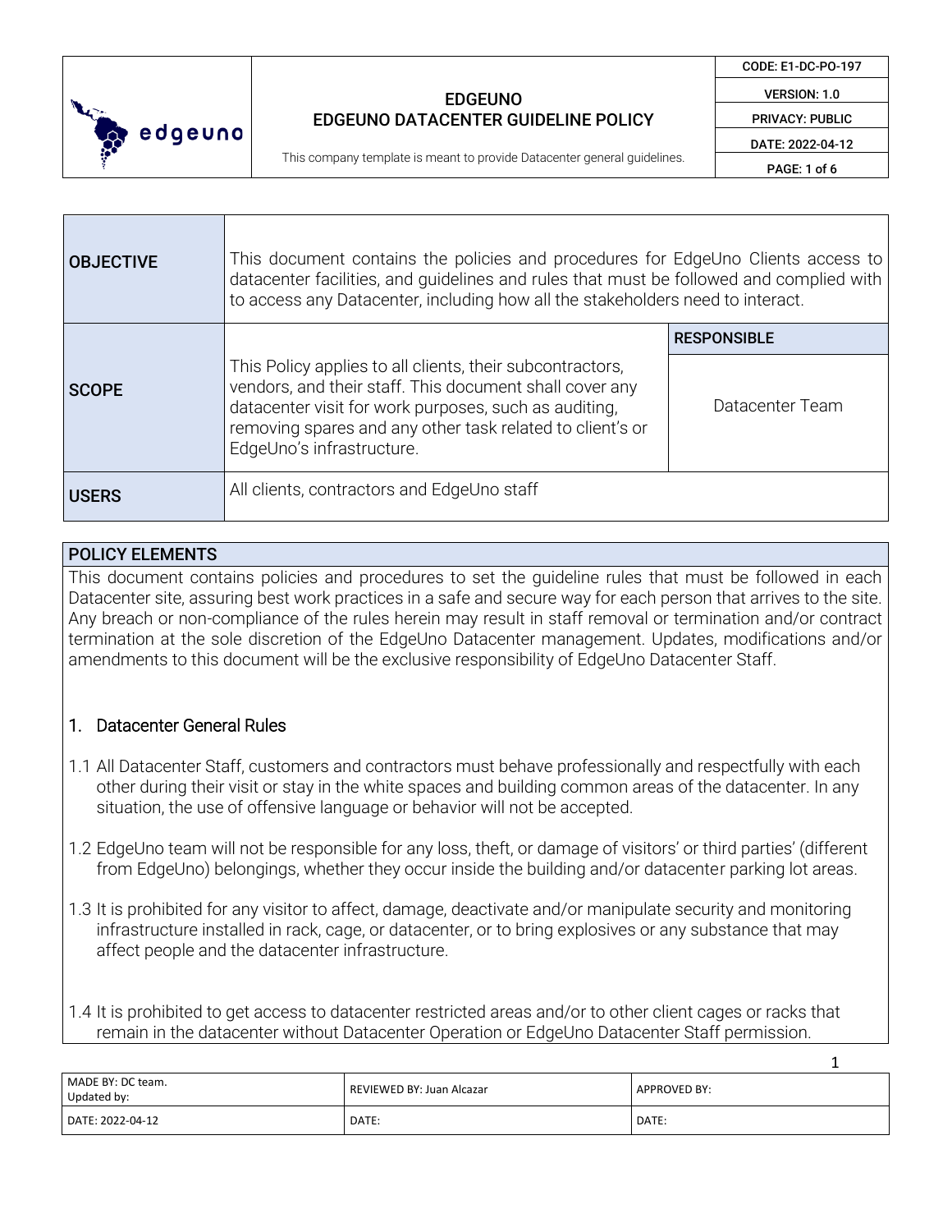| OBJECTIVE | This document contains the policies and procedures for EdgeUno Clients access to datacenter facilities, and guidelines and rules that must be followed and complied with to access any Datacenter, including how all the stakeholders need to interact. | |
|---|---|---|
| SCOPE | This Policy applies to all clients, their subcontractors, vendors, and their staff. This document shall cover any datacenter visit for work purposes, such as auditing, removing spares and any other task related to client's or EdgeUno's infrastructure. | **RESPONSIBLE**<br>Datacenter Team |
| USERS | All clients, contractors and EdgeUno staff | |

## POLICY ELEMENTS

This document contains policies and procedures to set the guideline rules that must be followed in each Datacenter site, assuring best work practices in a safe and secure way for each person that arrives to the site. Any breach or non-compliance of the rules herein may result in staff removal or termination and/or contract termination at the sole discretion of the EdgeUno Datacenter management. Updates, modifications and/or amendments to this document will be the exclusive responsibility of EdgeUno Datacenter Staff.

### 1. Datacenter General Rules

1.1 All Datacenter Staff, customers and contractors must behave professionally and respectfully with each other during their visit or stay in the white spaces and building common areas of the datacenter. In any situation, the use of offensive language or behavior will not be accepted.

1.2 EdgeUno team will not be responsible for any loss, theft, or damage of visitors' or third parties' (different from EdgeUno) belongings, whether they occur inside the building and/or datacenter parking lot areas.

1.3 It is prohibited for any visitor to affect, damage, deactivate and/or manipulate security and monitoring infrastructure installed in rack, cage, or datacenter, or to bring explosives or any substance that may affect people and the datacenter infrastructure.

1.4 It is prohibited to get access to datacenter restricted areas and/or to other client cages or racks that remain in the datacenter without Datacenter Operation or EdgeUno Datacenter Staff permission.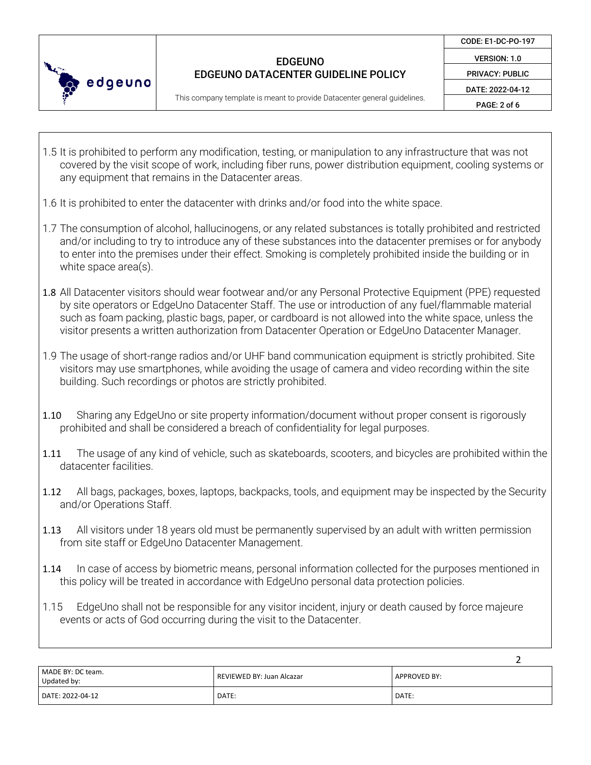1.5 It is prohibited to perform any modification, testing, or manipulation to any infrastructure that was not covered by the visit scope of work, including fiber runs, power distribution equipment, cooling systems or any equipment that remains in the Datacenter areas.

1.6 It is prohibited to enter the datacenter with drinks and/or food into the white space.

1.7 The consumption of alcohol, hallucinogens, or any related substances is totally prohibited and restricted and/or including to try to introduce any of these substances into the datacenter premises or for anybody to enter into the premises under their effect. Smoking is completely prohibited inside the building or in white space area(s).

1.8 All Datacenter visitors should wear footwear and/or any Personal Protective Equipment (PPE) requested by site operators or EdgeUno Datacenter Staff. The use or introduction of any fuel/flammable material such as foam packing, plastic bags, paper, or cardboard is not allowed into the white space, unless the visitor presents a written authorization from Datacenter Operation or EdgeUno Datacenter Manager.

1.9 The usage of short-range radios and/or UHF band communication equipment is strictly prohibited. Site visitors may use smartphones, while avoiding the usage of camera and video recording within the site building. Such recordings or photos are strictly prohibited.

1.10 Sharing any EdgeUno or site property information/document without proper consent is rigorously prohibited and shall be considered a breach of confidentiality for legal purposes.

1.11 The usage of any kind of vehicle, such as skateboards, scooters, and bicycles are prohibited within the datacenter facilities.

1.12 All bags, packages, boxes, laptops, backpacks, tools, and equipment may be inspected by the Security and/or Operations Staff.

1.13 All visitors under 18 years old must be permanently supervised by an adult with written permission from site staff or EdgeUno Datacenter Management.

1.14 In case of access by biometric means, personal information collected for the purposes mentioned in this policy will be treated in accordance with EdgeUno personal data protection policies.

1.15 EdgeUno shall not be responsible for any visitor incident, injury or death caused by force majeure events or acts of God occurring during the visit to the Datacenter.

| MADE BY: DC team. Updated by: | REVIEWED BY: Juan Alcazar | APPROVED BY: |
| --- | --- | --- |
| DATE: 2022-04-12 | DATE: | DATE: |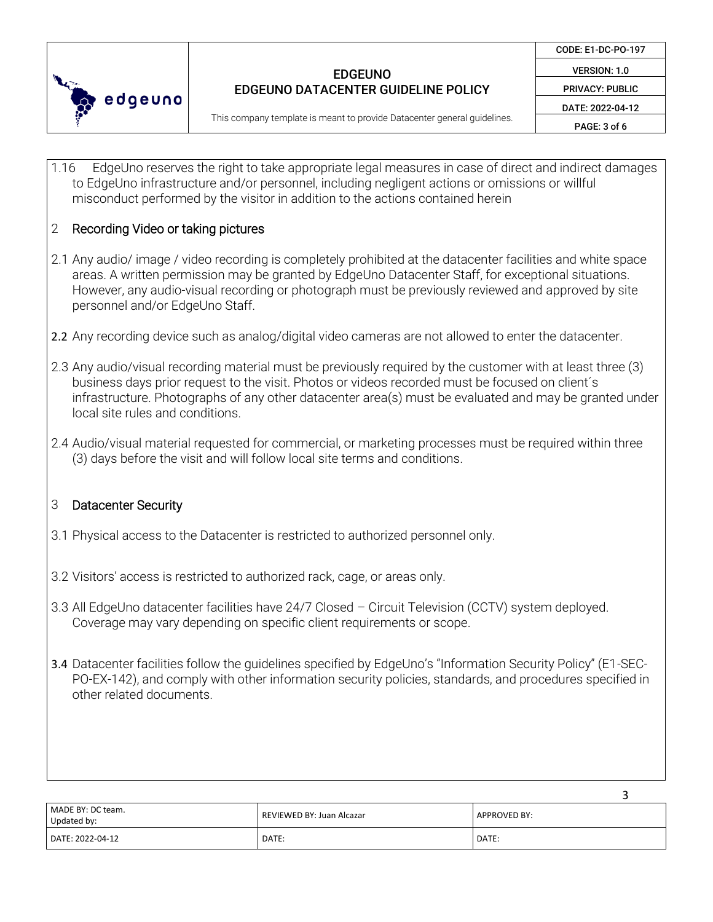1.16 EdgeUno reserves the right to take appropriate legal measures in case of direct and indirect damages to EdgeUno infrastructure and/or personnel, including negligent actions or omissions or willful misconduct performed by the visitor in addition to the actions contained herein

## 2 Recording Video or taking pictures

2.1 Any audio/ image / video recording is completely prohibited at the datacenter facilities and white space areas. A written permission may be granted by EdgeUno Datacenter Staff, for exceptional situations. However, any audio-visual recording or photograph must be previously reviewed and approved by site personnel and/or EdgeUno Staff.

**2.2** Any recording device such as analog/digital video cameras are not allowed to enter the datacenter.

2.3 Any audio/visual recording material must be previously required by the customer with at least three (3) business days prior request to the visit. Photos or videos recorded must be focused on client´s infrastructure. Photographs of any other datacenter area(s) must be evaluated and may be granted under local site rules and conditions.

2.4 Audio/visual material requested for commercial, or marketing processes must be required within three (3) days before the visit and will follow local site terms and conditions.

## 3 Datacenter Security

3.1 Physical access to the Datacenter is restricted to authorized personnel only.

3.2 Visitors' access is restricted to authorized rack, cage, or areas only.

3.3 All EdgeUno datacenter facilities have 24/7 Closed – Circuit Television (CCTV) system deployed. Coverage may vary depending on specific client requirements or scope.

**3.4** Datacenter facilities follow the guidelines specified by EdgeUno's "Information Security Policy" (E1-SEC-PO-EX-142), and comply with other information security policies, standards, and procedures specified in other related documents.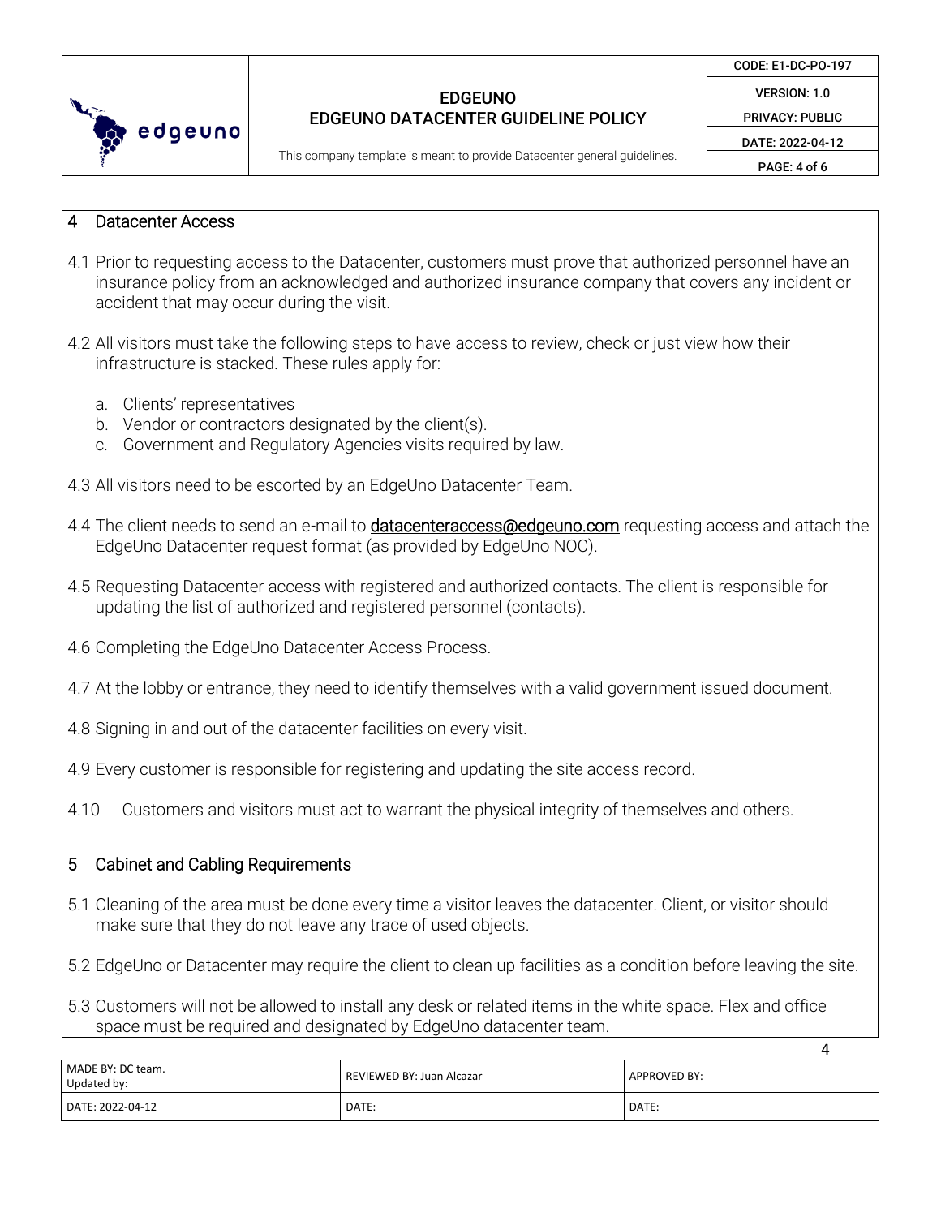## 4 Datacenter Access

4.1 Prior to requesting access to the Datacenter, customers must prove that authorized personnel have an insurance policy from an acknowledged and authorized insurance company that covers any incident or accident that may occur during the visit.

4.2 All visitors must take the following steps to have access to review, check or just view how their infrastructure is stacked. These rules apply for:

a. Clients' representatives
b. Vendor or contractors designated by the client(s).
c. Government and Regulatory Agencies visits required by law.

4.3 All visitors need to be escorted by an EdgeUno Datacenter Team.

4.4 The client needs to send an e-mail to datacenteraccess@edgeuno.com requesting access and attach the EdgeUno Datacenter request format (as provided by EdgeUno NOC).

4.5 Requesting Datacenter access with registered and authorized contacts. The client is responsible for updating the list of authorized and registered personnel (contacts).

4.6 Completing the EdgeUno Datacenter Access Process.

4.7 At the lobby or entrance, they need to identify themselves with a valid government issued document.

4.8 Signing in and out of the datacenter facilities on every visit.

4.9 Every customer is responsible for registering and updating the site access record.

4.10 Customers and visitors must act to warrant the physical integrity of themselves and others.

## 5 Cabinet and Cabling Requirements

5.1 Cleaning of the area must be done every time a visitor leaves the datacenter. Client, or visitor should make sure that they do not leave any trace of used objects.

5.2 EdgeUno or Datacenter may require the client to clean up facilities as a condition before leaving the site.

5.3 Customers will not be allowed to install any desk or related items in the white space. Flex and office space must be required and designated by EdgeUno datacenter team.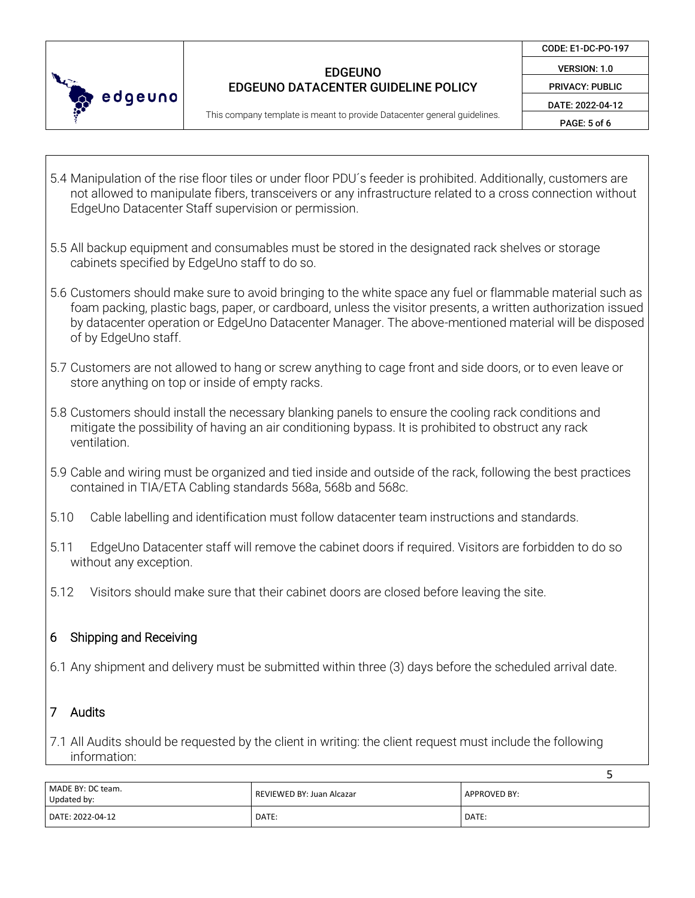5.4 Manipulation of the rise floor tiles or under floor PDU´s feeder is prohibited. Additionally, customers are not allowed to manipulate fibers, transceivers or any infrastructure related to a cross connection without EdgeUno Datacenter Staff supervision or permission.

5.5 All backup equipment and consumables must be stored in the designated rack shelves or storage cabinets specified by EdgeUno staff to do so.

5.6 Customers should make sure to avoid bringing to the white space any fuel or flammable material such as foam packing, plastic bags, paper, or cardboard, unless the visitor presents, a written authorization issued by datacenter operation or EdgeUno Datacenter Manager. The above-mentioned material will be disposed of by EdgeUno staff.

5.7 Customers are not allowed to hang or screw anything to cage front and side doors, or to even leave or store anything on top or inside of empty racks.

5.8 Customers should install the necessary blanking panels to ensure the cooling rack conditions and mitigate the possibility of having an air conditioning bypass. It is prohibited to obstruct any rack ventilation.

5.9 Cable and wiring must be organized and tied inside and outside of the rack, following the best practices contained in TIA/ETA Cabling standards 568a, 568b and 568c.

5.10 Cable labelling and identification must follow datacenter team instructions and standards.

5.11 EdgeUno Datacenter staff will remove the cabinet doors if required. Visitors are forbidden to do so without any exception.

5.12 Visitors should make sure that their cabinet doors are closed before leaving the site.

## 6 Shipping and Receiving

6.1 Any shipment and delivery must be submitted within three (3) days before the scheduled arrival date.

## 7 Audits

7.1 All Audits should be requested by the client in writing: the client request must include the following information:

| MADE BY: DC team.<br>Updated by: | REVIEWED BY: Juan Alcazar | APPROVED BY: |
| --- | --- | --- |
| DATE: 2022-04-12 | DATE: | DATE: |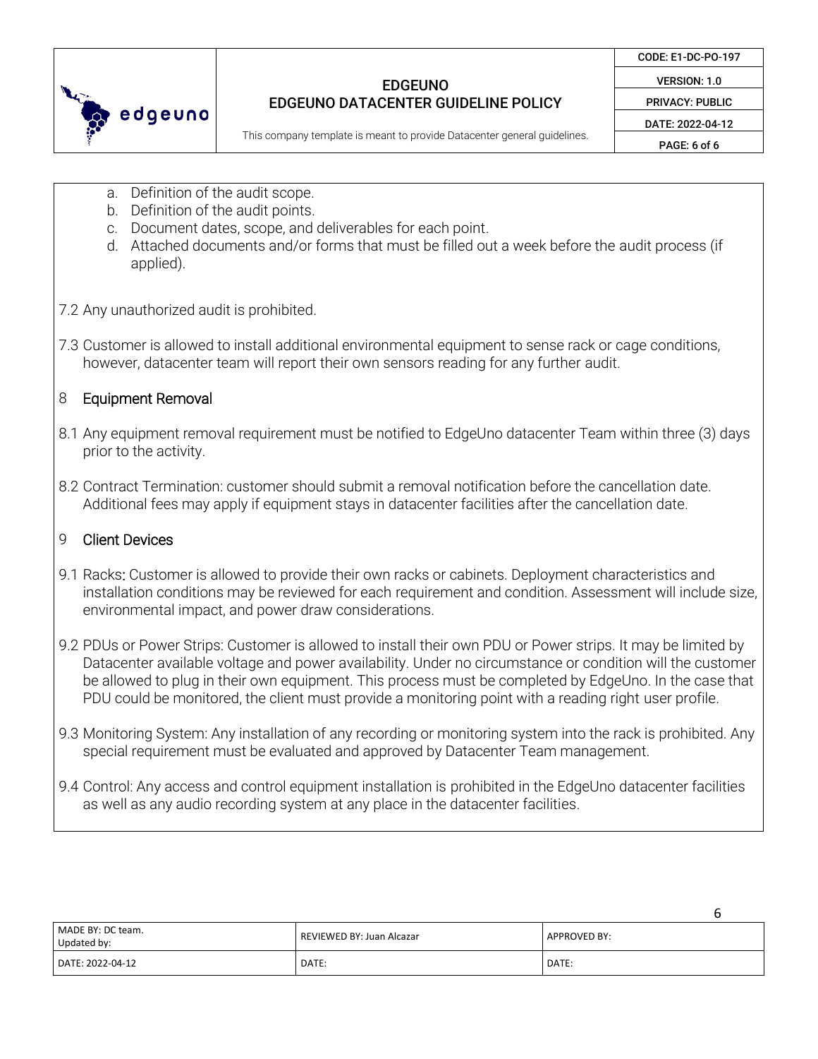a. Definition of the audit scope.
b. Definition of the audit points.
c. Document dates, scope, and deliverables for each point.
d. Attached documents and/or forms that must be filled out a week before the audit process (if applied).

7.2 Any unauthorized audit is prohibited.

7.3 Customer is allowed to install additional environmental equipment to sense rack or cage conditions, however, datacenter team will report their own sensors reading for any further audit.

## 8 Equipment Removal

8.1 Any equipment removal requirement must be notified to EdgeUno datacenter Team within three (3) days prior to the activity.

8.2 Contract Termination: customer should submit a removal notification before the cancellation date. Additional fees may apply if equipment stays in datacenter facilities after the cancellation date.

## 9 Client Devices

9.1 Racks: Customer is allowed to provide their own racks or cabinets. Deployment characteristics and installation conditions may be reviewed for each requirement and condition. Assessment will include size, environmental impact, and power draw considerations.

9.2 PDUs or Power Strips: Customer is allowed to install their own PDU or Power strips. It may be limited by Datacenter available voltage and power availability. Under no circumstance or condition will the customer be allowed to plug in their own equipment. This process must be completed by EdgeUno. In the case that PDU could be monitored, the client must provide a monitoring point with a reading right user profile.

9.3 Monitoring System: Any installation of any recording or monitoring system into the rack is prohibited. Any special requirement must be evaluated and approved by Datacenter Team management.

9.4 Control: Any access and control equipment installation is prohibited in the EdgeUno datacenter facilities as well as any audio recording system at any place in the datacenter facilities.

| | | |
|---|---|---|
| MADE BY: DC team. Updated by: | REVIEWED BY: Juan Alcazar | APPROVED BY: |
| DATE: 2022-04-12 | DATE: | DATE: |